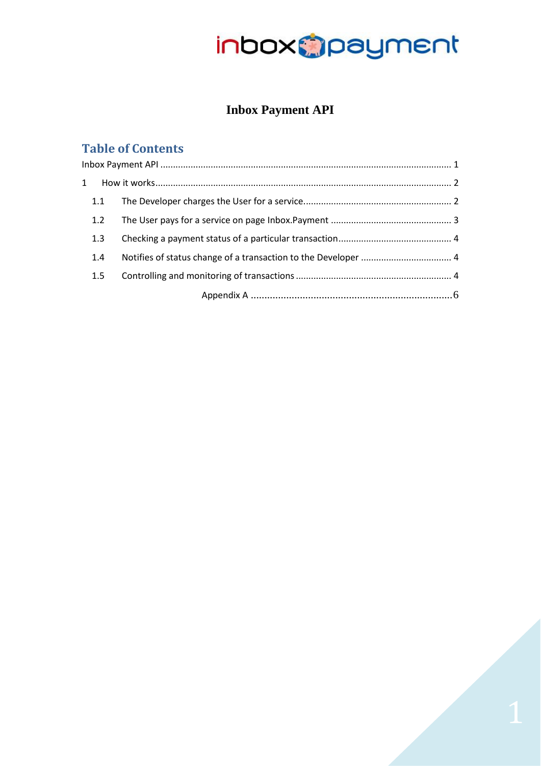# Inbox Payment API

## Table of Contents

Inbox Payment API ........................................................................................................................ 1

1 How it works.............................................................................................................................. 2

1.1 The Developer charges the User for a service........................................................... 2

1.2 The User pays for a service on page Inbox.Payment ................................................ 3

1.3 Checking a payment status of a particular transaction............................................. 4

1.4 Notifies of status change of a transaction to the Developer .................................... 4

1.5 Controlling and monitoring of transactions .............................................................. 4

Appendix A ............................................................................6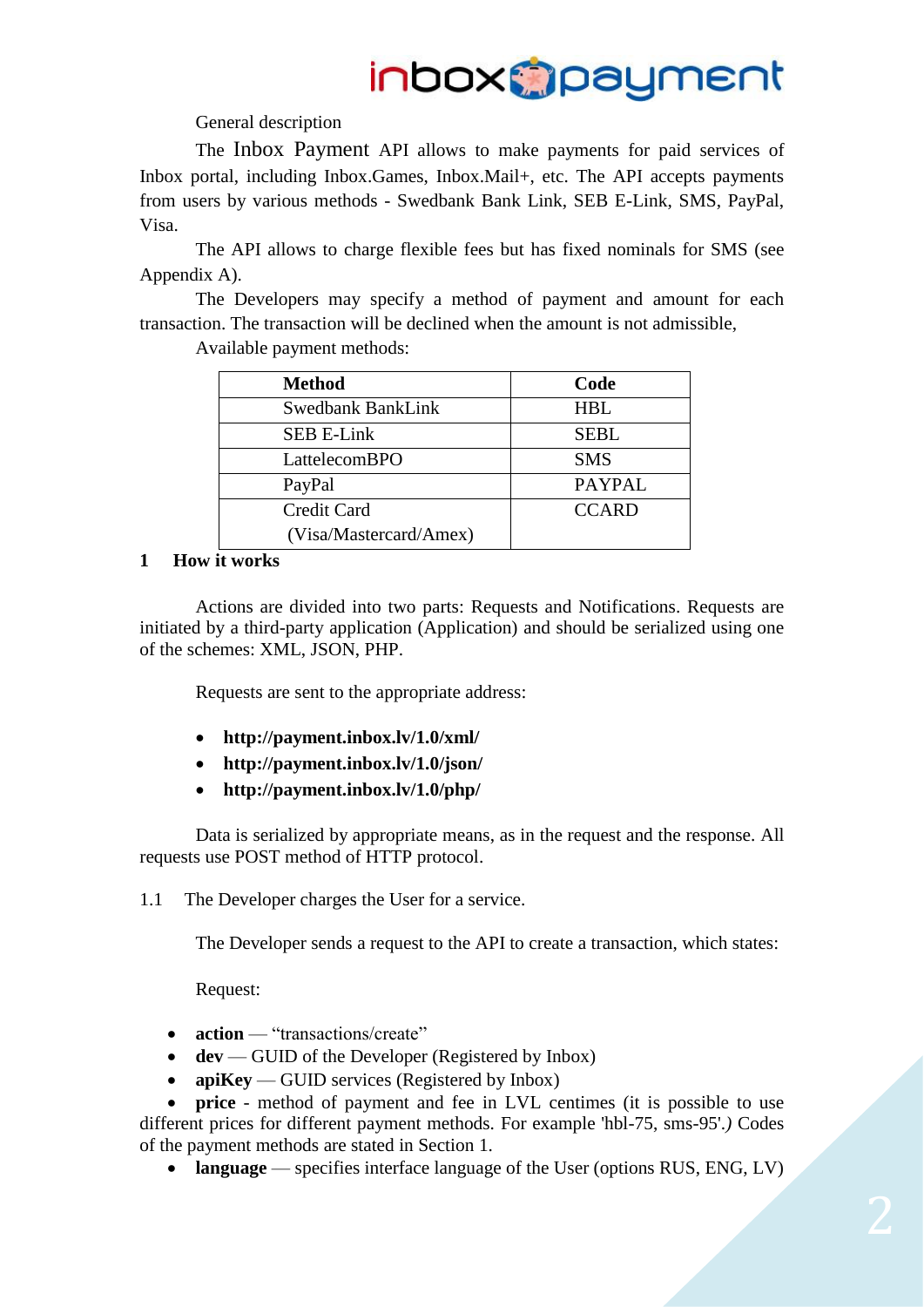General description

The Inbox Payment API allows to make payments for paid services of Inbox portal, including Inbox.Games, Inbox.Mail+, etc. The API accepts payments from users by various methods - Swedbank Bank Link, SEB E-Link, SMS, PayPal, Visa.

The API allows to charge flexible fees but has fixed nominals for SMS (see Appendix A).

The Developers may specify a method of payment and amount for each transaction. The transaction will be declined when the amount is not admissible,

Available payment methods:

| Method | Code |
|---|---|
| Swedbank BankLink | HBL |
| SEB E-Link | SEBL |
| LattelecomBPO | SMS |
| PayPal | PAYPAL |
| Credit Card (Visa/Mastercard/Amex) | CCARD |

# 1 How it works

Actions are divided into two parts: Requests and Notifications. Requests are initiated by a third-party application (Application) and should be serialized using one of the schemes: XML, JSON, PHP.

Requests are sent to the appropriate address:

- **http://payment.inbox.lv/1.0/xml/**
- **http://payment.inbox.lv/1.0/json/**
- **http://payment.inbox.lv/1.0/php/**

Data is serialized by appropriate means, as in the request and the response. All requests use POST method of HTTP protocol.

## 1.1 The Developer charges the User for a service.

The Developer sends a request to the API to create a transaction, which states:

Request:

- **action** — "transactions/create"
- **dev** — GUID of the Developer (Registered by Inbox)
- **apiKey** — GUID services (Registered by Inbox)
- **price** - method of payment and fee in LVL centimes (it is possible to use different prices for different payment methods. For example 'hbl-75, sms-95'.*)* Codes of the payment methods are stated in Section 1.
- **language** — specifies interface language of the User (options RUS, ENG, LV)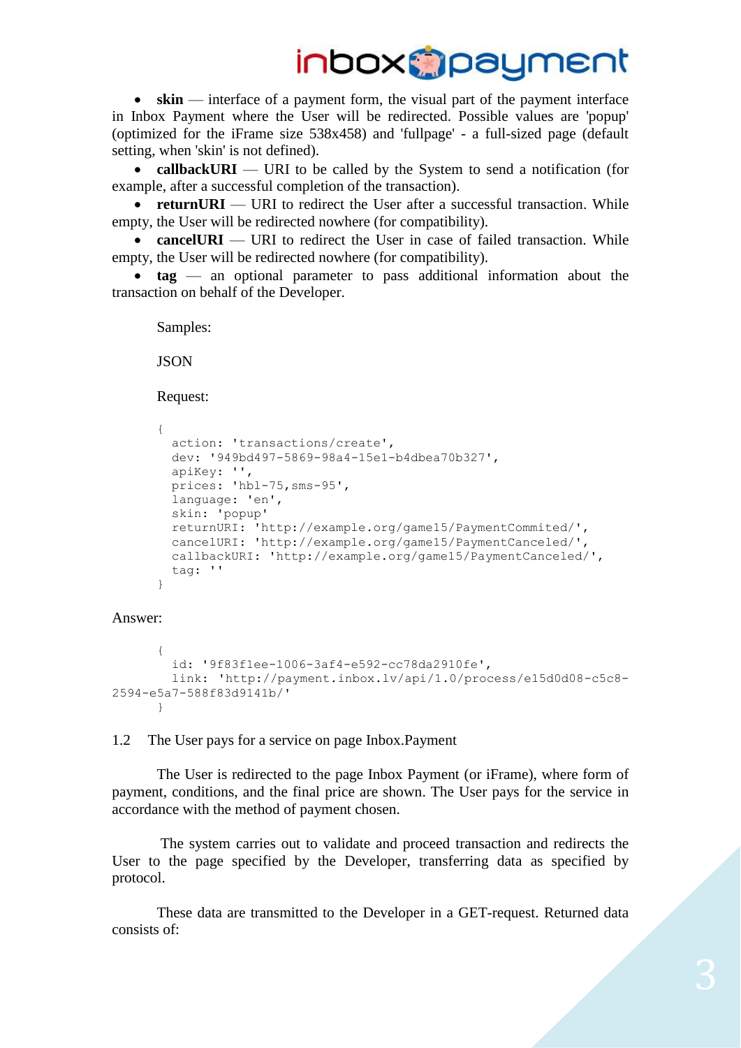- **skin** — interface of a payment form, the visual part of the payment interface in Inbox Payment where the User will be redirected. Possible values are 'popup' (optimized for the iFrame size 538x458) and 'fullpage' - a full-sized page (default setting, when 'skin' is not defined).
- **callbackURI** — URI to be called by the System to send a notification (for example, after a successful completion of the transaction).
- **returnURI** — URI to redirect the User after a successful transaction. While empty, the User will be redirected nowhere (for compatibility).
- **cancelURI** — URI to redirect the User in case of failed transaction. While empty, the User will be redirected nowhere (for compatibility).
- **tag** — an optional parameter to pass additional information about the transaction on behalf of the Developer.

Samples:

JSON

Request:

```
{
  action: 'transactions/create',
  dev: '949bd497-5869-98a4-15e1-b4dbea70b327',
  apiKey: '',
  prices: 'hbl-75,sms-95',
  language: 'en',
  skin: 'popup'
  returnURI: 'http://example.org/game15/PaymentCommited/',
  cancelURI: 'http://example.org/game15/PaymentCanceled/',
  callbackURI: 'http://example.org/game15/PaymentCanceled/',
  tag: ''
}
```

Answer:

```
{
  id: '9f83f1ee-1006-3af4-e592-cc78da2910fe',
  link: 'http://payment.inbox.lv/api/1.0/process/e15d0d08-c5c8-2594-e5a7-588f83d9141b/'
}
```

## 1.2 The User pays for a service on page Inbox.Payment

The User is redirected to the page Inbox Payment (or iFrame), where form of payment, conditions, and the final price are shown. The User pays for the service in accordance with the method of payment chosen.

The system carries out to validate and proceed transaction and redirects the User to the page specified by the Developer, transferring data as specified by protocol.

These data are transmitted to the Developer in a GET-request. Returned data consists of: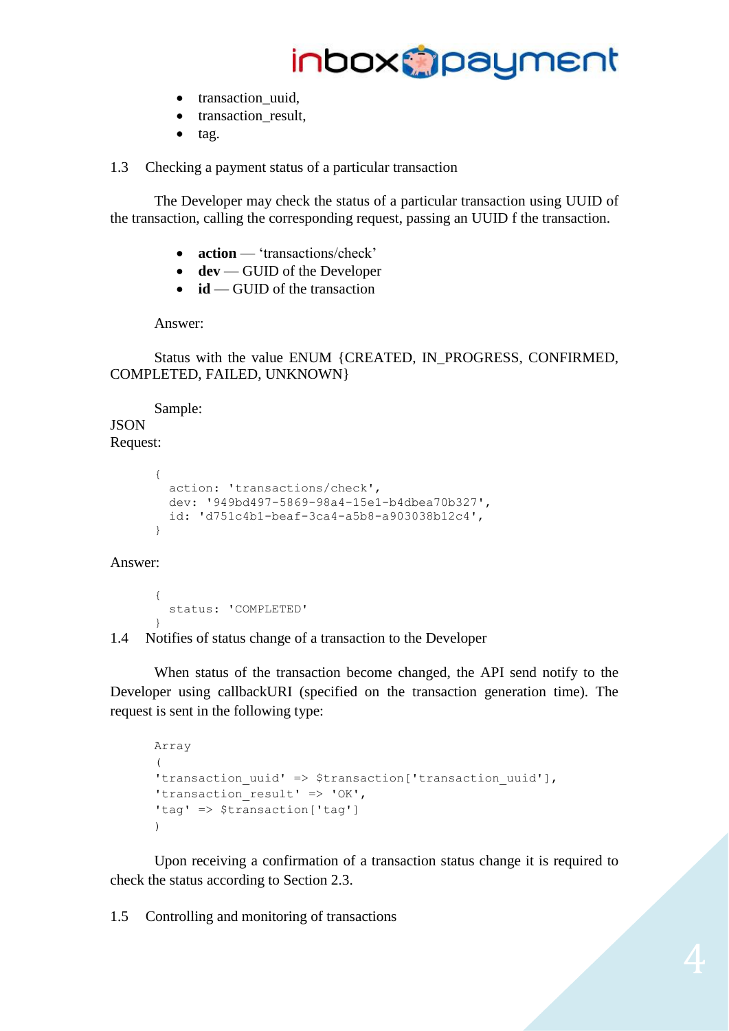- transaction_uuid,
- transaction_result,
- tag.

## 1.3 Checking a payment status of a particular transaction

The Developer may check the status of a particular transaction using UUID of the transaction, calling the corresponding request, passing an UUID f the transaction.

- **action** — 'transactions/check'
- **dev** — GUID of the Developer
- **id** — GUID of the transaction

Answer:

Status with the value ENUM {CREATED, IN_PROGRESS, CONFIRMED, COMPLETED, FAILED, UNKNOWN}

Sample:

JSON

Request:

```
{
  action: 'transactions/check',
  dev: '949bd497-5869-98a4-15e1-b4dbea70b327',
  id: 'd751c4b1-beaf-3ca4-a5b8-a903038b12c4',
}
```

Answer:

```
{
  status: 'COMPLETED'
}
```

## 1.4 Notifies of status change of a transaction to the Developer

When status of the transaction become changed, the API send notify to the Developer using callbackURI (specified on the transaction generation time). The request is sent in the following type:

```
Array
(
'transaction_uuid' => $transaction['transaction_uuid'],
'transaction_result' => 'OK',
'tag' => $transaction['tag']
)
```

Upon receiving a confirmation of a transaction status change it is required to check the status according to Section 2.3.

## 1.5 Controlling and monitoring of transactions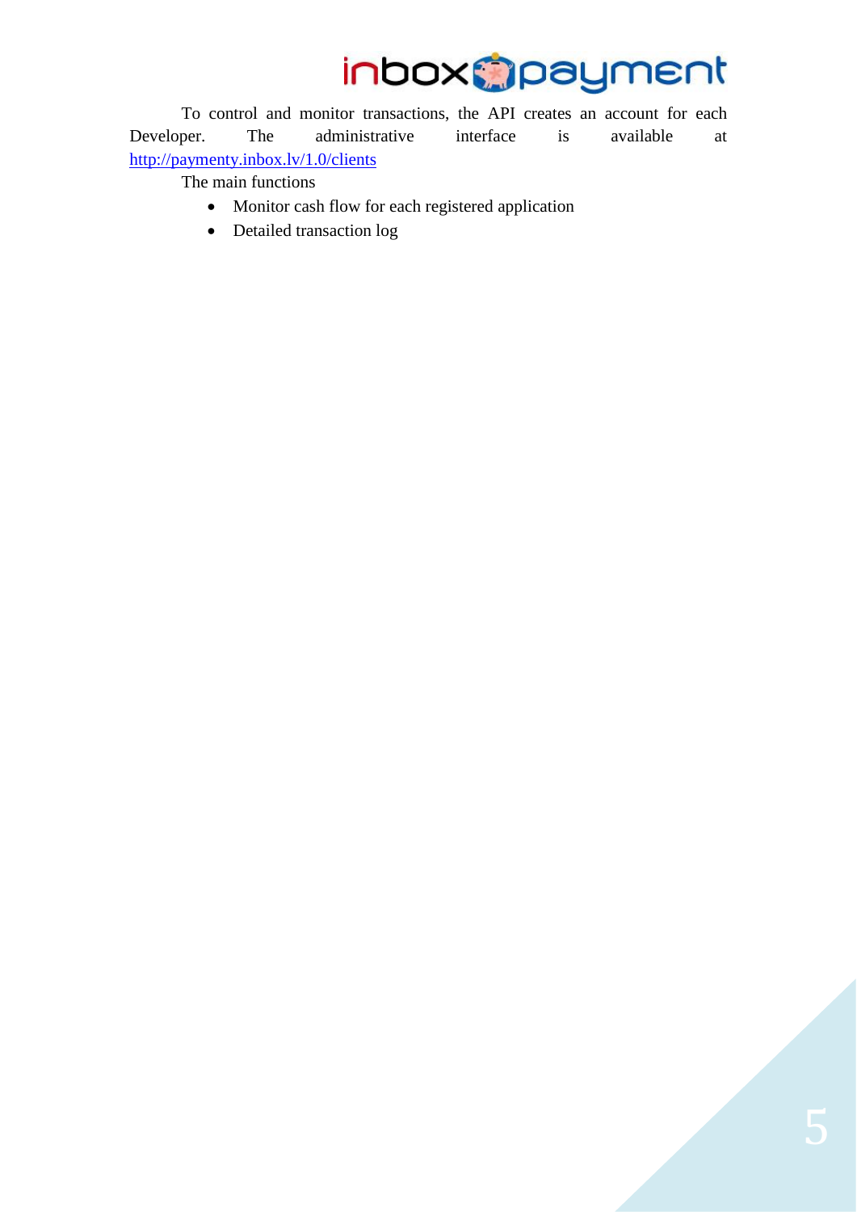To control and monitor transactions, the API creates an account for each Developer. The administrative interface is available at [http://paymenty.inbox.lv/1.0/clients](http://paymenty.inbox.lv/1.0/clients)

The main functions

- Monitor cash flow for each registered application
- Detailed transaction log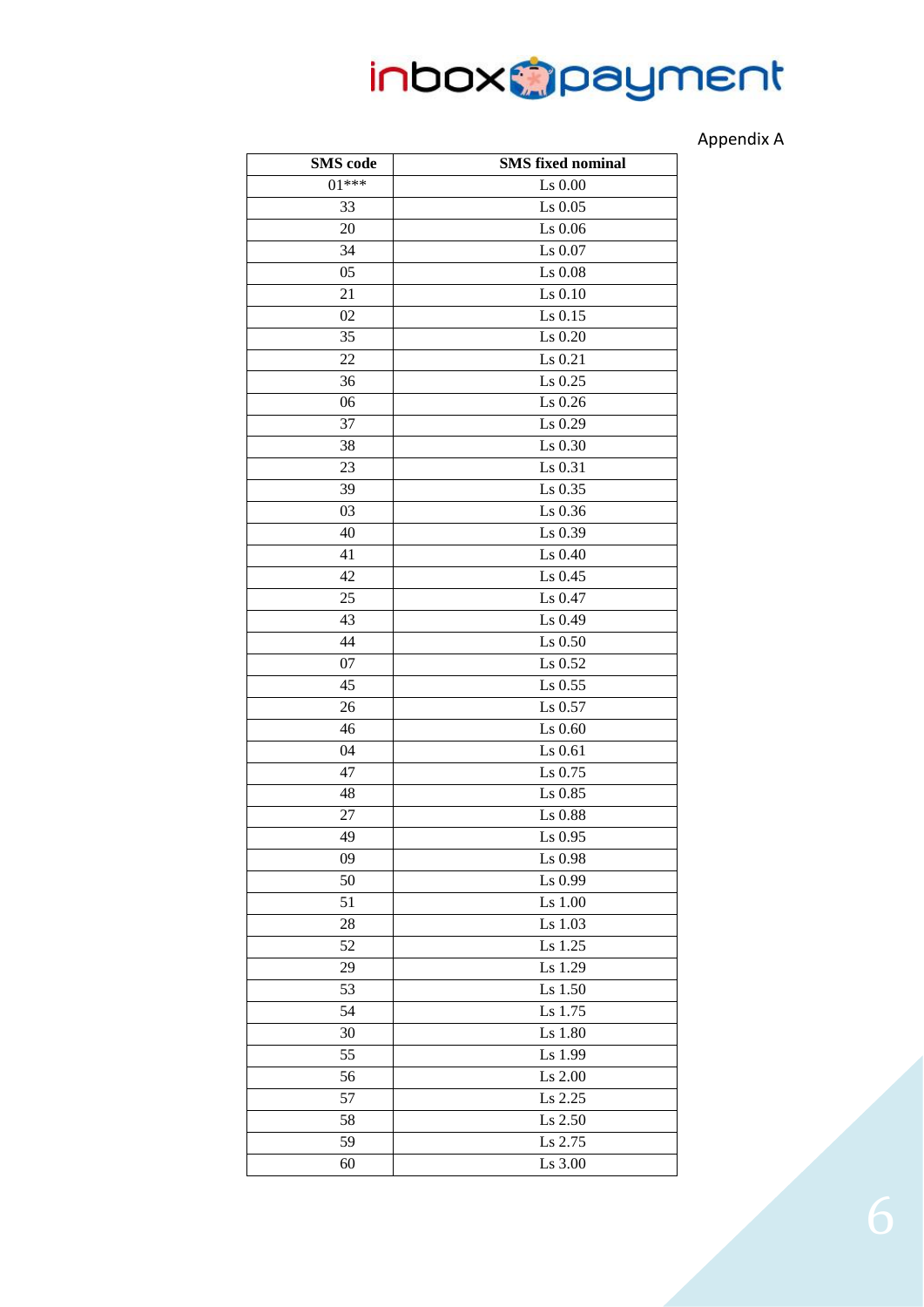Appendix A

| SMS code | SMS fixed nominal |
|---|---|
| 01*** | Ls 0.00 |
| 33 | Ls 0.05 |
| 20 | Ls 0.06 |
| 34 | Ls 0.07 |
| 05 | Ls 0.08 |
| 21 | Ls 0.10 |
| 02 | Ls 0.15 |
| 35 | Ls 0.20 |
| 22 | Ls 0.21 |
| 36 | Ls 0.25 |
| 06 | Ls 0.26 |
| 37 | Ls 0.29 |
| 38 | Ls 0.30 |
| 23 | Ls 0.31 |
| 39 | Ls 0.35 |
| 03 | Ls 0.36 |
| 40 | Ls 0.39 |
| 41 | Ls 0.40 |
| 42 | Ls 0.45 |
| 25 | Ls 0.47 |
| 43 | Ls 0.49 |
| 44 | Ls 0.50 |
| 07 | Ls 0.52 |
| 45 | Ls 0.55 |
| 26 | Ls 0.57 |
| 46 | Ls 0.60 |
| 04 | Ls 0.61 |
| 47 | Ls 0.75 |
| 48 | Ls 0.85 |
| 27 | Ls 0.88 |
| 49 | Ls 0.95 |
| 09 | Ls 0.98 |
| 50 | Ls 0.99 |
| 51 | Ls 1.00 |
| 28 | Ls 1.03 |
| 52 | Ls 1.25 |
| 29 | Ls 1.29 |
| 53 | Ls 1.50 |
| 54 | Ls 1.75 |
| 30 | Ls 1.80 |
| 55 | Ls 1.99 |
| 56 | Ls 2.00 |
| 57 | Ls 2.25 |
| 58 | Ls 2.50 |
| 59 | Ls 2.75 |
| 60 | Ls 3.00 |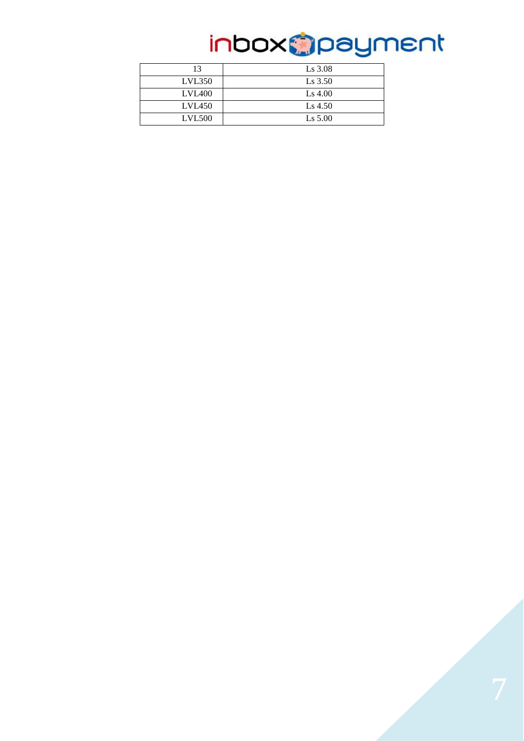| | |
|---|---|
| 13 | Ls 3.08 |
| LVL350 | Ls 3.50 |
| LVL400 | Ls 4.00 |
| LVL450 | Ls 4.50 |
| LVL500 | Ls 5.00 |